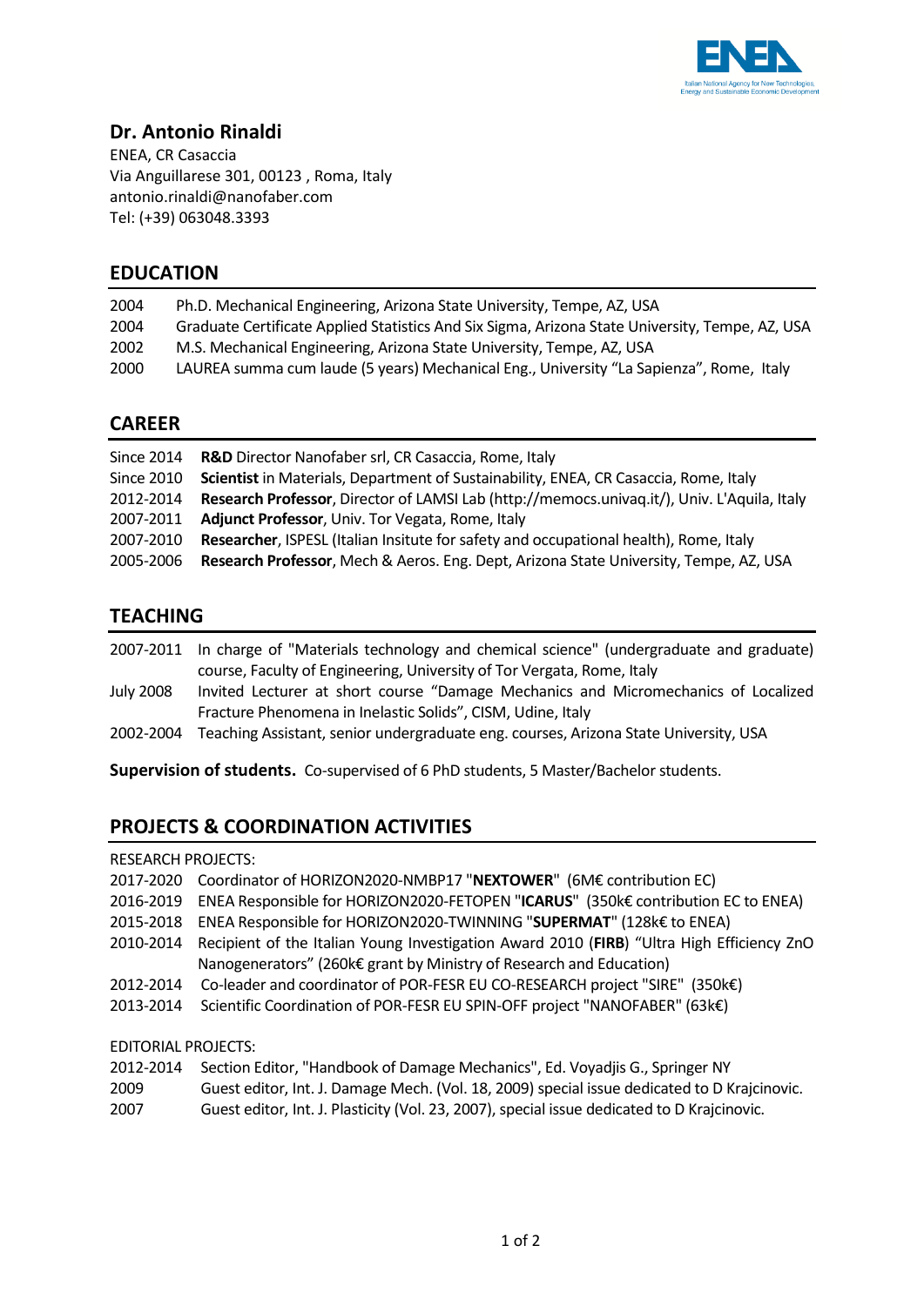# Dr. Antonio Rinaldi

ENEA, CR Casaccia
Via Anguillarese 301, 00123 , Roma, Italy
antonio.rinaldi@nanofaber.com
Tel: (+39) 063048.3393

## EDUCATION

2004 Ph.D. Mechanical Engineering, Arizona State University, Tempe, AZ, USA
2004 Graduate Certificate Applied Statistics And Six Sigma, Arizona State University, Tempe, AZ, USA
2002 M.S. Mechanical Engineering, Arizona State University, Tempe, AZ, USA
2000 LAUREA summa cum laude (5 years) Mechanical Eng., University “La Sapienza”, Rome, Italy

## CAREER

Since 2014 **R&D** Director Nanofaber srl, CR Casaccia, Rome, Italy
Since 2010 **Scientist** in Materials, Department of Sustainability, ENEA, CR Casaccia, Rome, Italy
2012-2014 **Research Professor**, Director of LAMSI Lab (http://memocs.univaq.it/), Univ. L'Aquila, Italy
2007-2011 **Adjunct Professor**, Univ. Tor Vegata, Rome, Italy
2007-2010 **Researcher**, ISPESL (Italian Insitute for safety and occupational health), Rome, Italy
2005-2006 **Research Professor**, Mech & Aeros. Eng. Dept, Arizona State University, Tempe, AZ, USA

## TEACHING

2007-2011 In charge of "Materials technology and chemical science" (undergraduate and graduate) course, Faculty of Engineering, University of Tor Vergata, Rome, Italy
July 2008 Invited Lecturer at short course “Damage Mechanics and Micromechanics of Localized Fracture Phenomena in Inelastic Solids”, CISM, Udine, Italy
2002-2004 Teaching Assistant, senior undergraduate eng. courses, Arizona State University, USA

**Supervision of students.** Co-supervised of 6 PhD students, 5 Master/Bachelor students.

## PROJECTS & COORDINATION ACTIVITIES

RESEARCH PROJECTS:

2017-2020 Coordinator of HORIZON2020-NMBP17 "**NEXTOWER**" (6M€ contribution EC)
2016-2019 ENEA Responsible for HORIZON2020-FETOPEN "**ICARUS**" (350k€ contribution EC to ENEA)
2015-2018 ENEA Responsible for HORIZON2020-TWINNING "**SUPERMAT**" (128k€ to ENEA)
2010-2014 Recipient of the Italian Young Investigation Award 2010 (**FIRB**) “Ultra High Efficiency ZnO Nanogenerators” (260k€ grant by Ministry of Research and Education)
2012-2014 Co-leader and coordinator of POR-FESR EU CO-RESEARCH project "SIRE" (350k€)
2013-2014 Scientific Coordination of POR-FESR EU SPIN-OFF project "NANOFABER" (63k€)

EDITORIAL PROJECTS:

2012-2014 Section Editor, "Handbook of Damage Mechanics", Ed. Voyadjis G., Springer NY
2009 Guest editor, Int. J. Damage Mech. (Vol. 18, 2009) special issue dedicated to D Krajcinovic.
2007 Guest editor, Int. J. Plasticity (Vol. 23, 2007), special issue dedicated to D Krajcinovic.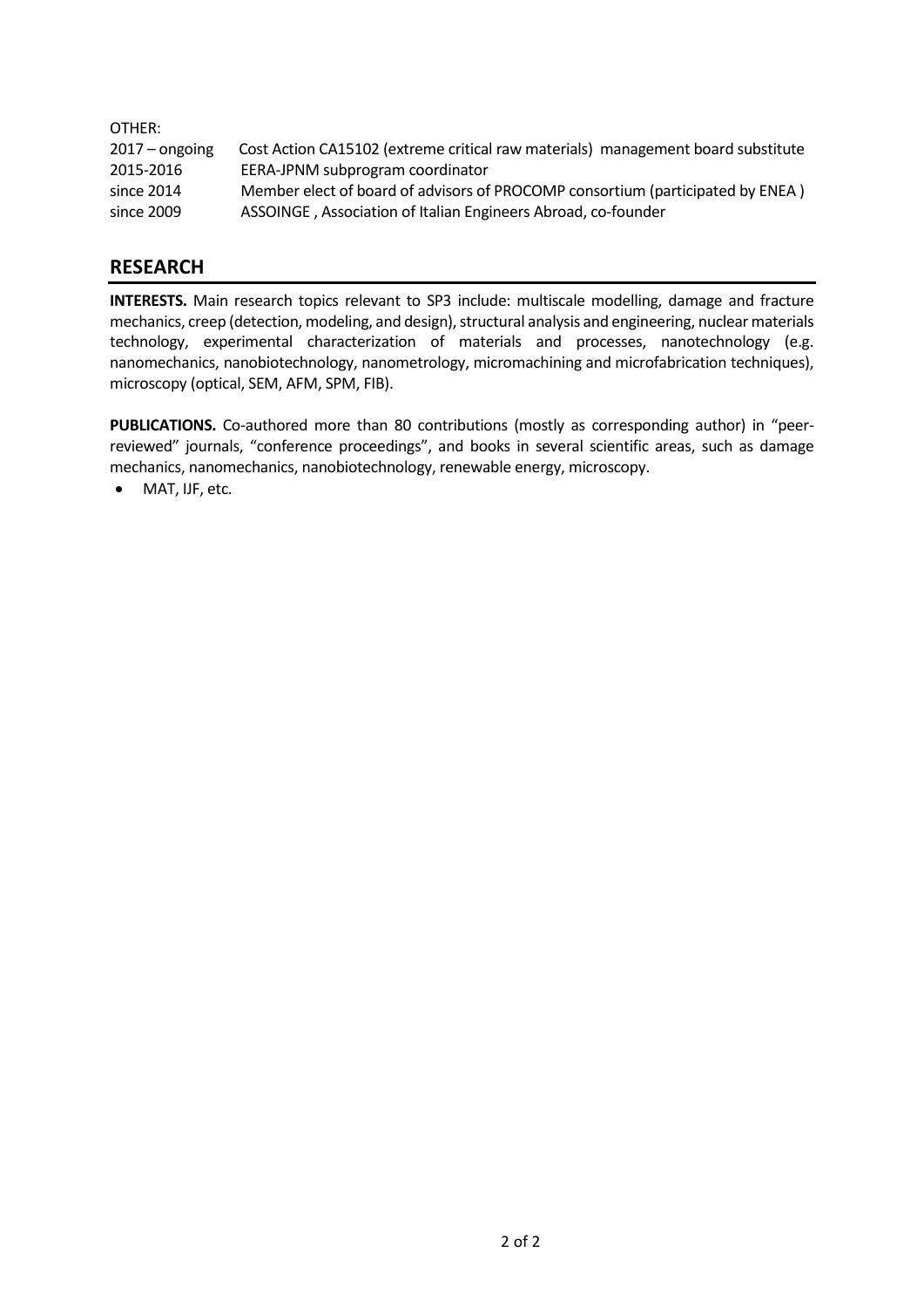OTHER:

| | |
|---|---|
| 2017 – ongoing | Cost Action CA15102 (extreme critical raw materials) management board substitute |
| 2015-2016 | EERA-JPNM subprogram coordinator |
| since 2014 | Member elect of board of advisors of PROCOMP consortium (participated by ENEA ) |
| since 2009 | ASSOINGE , Association of Italian Engineers Abroad, co-founder |

## RESEARCH

**INTERESTS.** Main research topics relevant to SP3 include: multiscale modelling, damage and fracture mechanics, creep (detection, modeling, and design), structural analysis and engineering, nuclear materials technology, experimental characterization of materials and processes, nanotechnology (e.g. nanomechanics, nanobiotechnology, nanometrology, micromachining and microfabrication techniques), microscopy (optical, SEM, AFM, SPM, FIB).

**PUBLICATIONS.** Co-authored more than 80 contributions (mostly as corresponding author) in "peer-reviewed" journals, "conference proceedings", and books in several scientific areas, such as damage mechanics, nanomechanics, nanobiotechnology, renewable energy, microscopy.

- MAT, IJF, etc.